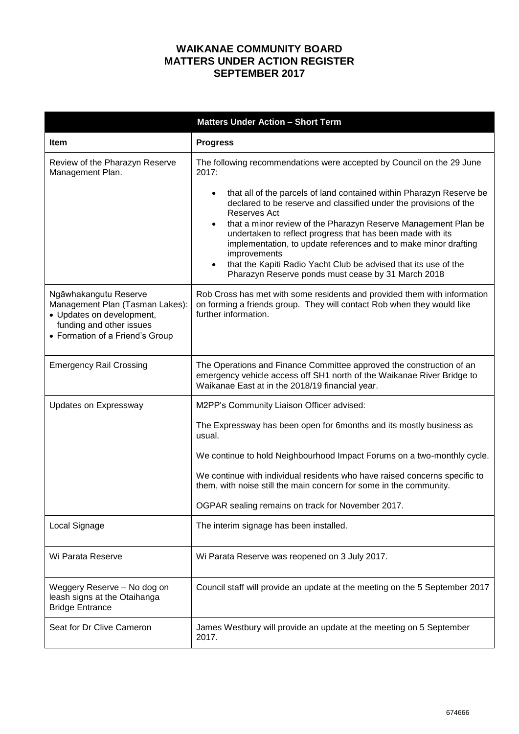# WAIKANAE COMMUNITY BOARD
# MATTERS UNDER ACTION REGISTER
# SEPTEMBER 2017

| **Matters Under Action – Short Term** | |
|---|---|
| **Item** | **Progress** |
| Review of the Pharazyn Reserve Management Plan. | The following recommendations were accepted by Council on the 29 June 2017:<br><br>• that all of the parcels of land contained within Pharazyn Reserve be declared to be reserve and classified under the provisions of the Reserves Act<br>• that a minor review of the Pharazyn Reserve Management Plan be undertaken to reflect progress that has been made with its implementation, to update references and to make minor drafting improvements<br>• that the Kapiti Radio Yacht Club be advised that its use of the Pharazyn Reserve ponds must cease by 31 March 2018 |
| Ngāwhakangutu Reserve Management Plan (Tasman Lakes):<br>• Updates on development, funding and other issues<br>• Formation of a Friend's Group | Rob Cross has met with some residents and provided them with information on forming a friends group. They will contact Rob when they would like further information. |
| Emergency Rail Crossing | The Operations and Finance Committee approved the construction of an emergency vehicle access off SH1 north of the Waikanae River Bridge to Waikanae East at in the 2018/19 financial year. |
| Updates on Expressway | M2PP's Community Liaison Officer advised:<br><br>The Expressway has been open for 6months and its mostly business as usual.<br><br>We continue to hold Neighbourhood Impact Forums on a two-monthly cycle.<br><br>We continue with individual residents who have raised concerns specific to them, with noise still the main concern for some in the community.<br><br>OGPAR sealing remains on track for November 2017. |
| Local Signage | The interim signage has been installed. |
| Wi Parata Reserve | Wi Parata Reserve was reopened on 3 July 2017. |
| Weggery Reserve – No dog on leash signs at the Otaihanga Bridge Entrance | Council staff will provide an update at the meeting on the 5 September 2017 |
| Seat for Dr Clive Cameron | James Westbury will provide an update at the meeting on 5 September 2017. |

674666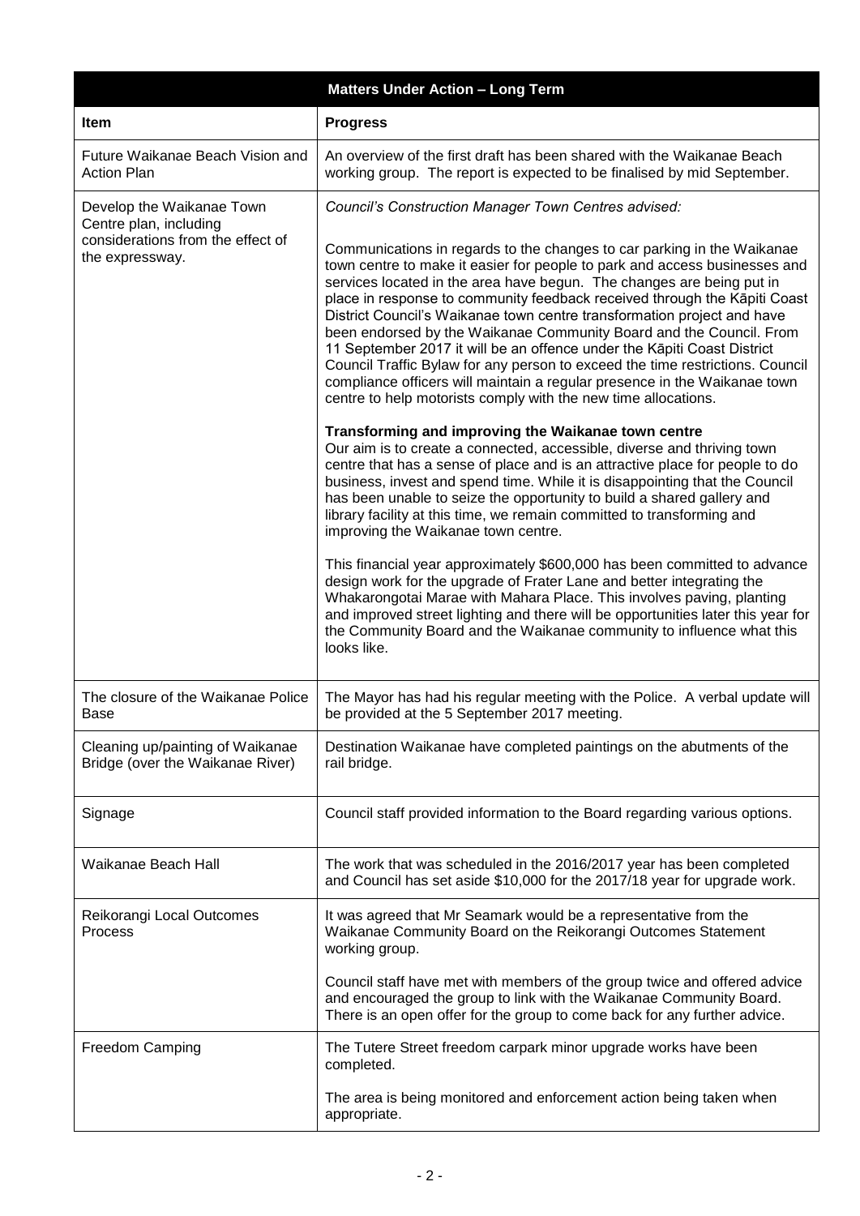| Matters Under Action – Long Term | |
|---|---|
| **Item** | **Progress** |
| Future Waikanae Beach Vision and Action Plan | An overview of the first draft has been shared with the Waikanae Beach working group. The report is expected to be finalised by mid September. |
| Develop the Waikanae Town Centre plan, including considerations from the effect of the expressway. | *Council's Construction Manager Town Centres advised:*<br><br>Communications in regards to the changes to car parking in the Waikanae town centre to make it easier for people to park and access businesses and services located in the area have begun. The changes are being put in place in response to community feedback received through the Kāpiti Coast District Council's Waikanae town centre transformation project and have been endorsed by the Waikanae Community Board and the Council. From 11 September 2017 it will be an offence under the Kāpiti Coast District Council Traffic Bylaw for any person to exceed the time restrictions. Council compliance officers will maintain a regular presence in the Waikanae town centre to help motorists comply with the new time allocations.<br><br>**Transforming and improving the Waikanae town centre**<br>Our aim is to create a connected, accessible, diverse and thriving town centre that has a sense of place and is an attractive place for people to do business, invest and spend time. While it is disappointing that the Council has been unable to seize the opportunity to build a shared gallery and library facility at this time, we remain committed to transforming and improving the Waikanae town centre.<br><br>This financial year approximately $600,000 has been committed to advance design work for the upgrade of Frater Lane and better integrating the Whakarongotai Marae with Mahara Place. This involves paving, planting and improved street lighting and there will be opportunities later this year for the Community Board and the Waikanae community to influence what this looks like. |
| The closure of the Waikanae Police Base | The Mayor has had his regular meeting with the Police. A verbal update will be provided at the 5 September 2017 meeting. |
| Cleaning up/painting of Waikanae Bridge (over the Waikanae River) | Destination Waikanae have completed paintings on the abutments of the rail bridge. |
| Signage | Council staff provided information to the Board regarding various options. |
| Waikanae Beach Hall | The work that was scheduled in the 2016/2017 year has been completed and Council has set aside $10,000 for the 2017/18 year for upgrade work. |
| Reikorangi Local Outcomes Process | It was agreed that Mr Seamark would be a representative from the Waikanae Community Board on the Reikorangi Outcomes Statement working group.<br><br>Council staff have met with members of the group twice and offered advice and encouraged the group to link with the Waikanae Community Board. There is an open offer for the group to come back for any further advice. |
| Freedom Camping | The Tutere Street freedom carpark minor upgrade works have been completed.<br><br>The area is being monitored and enforcement action being taken when appropriate. |